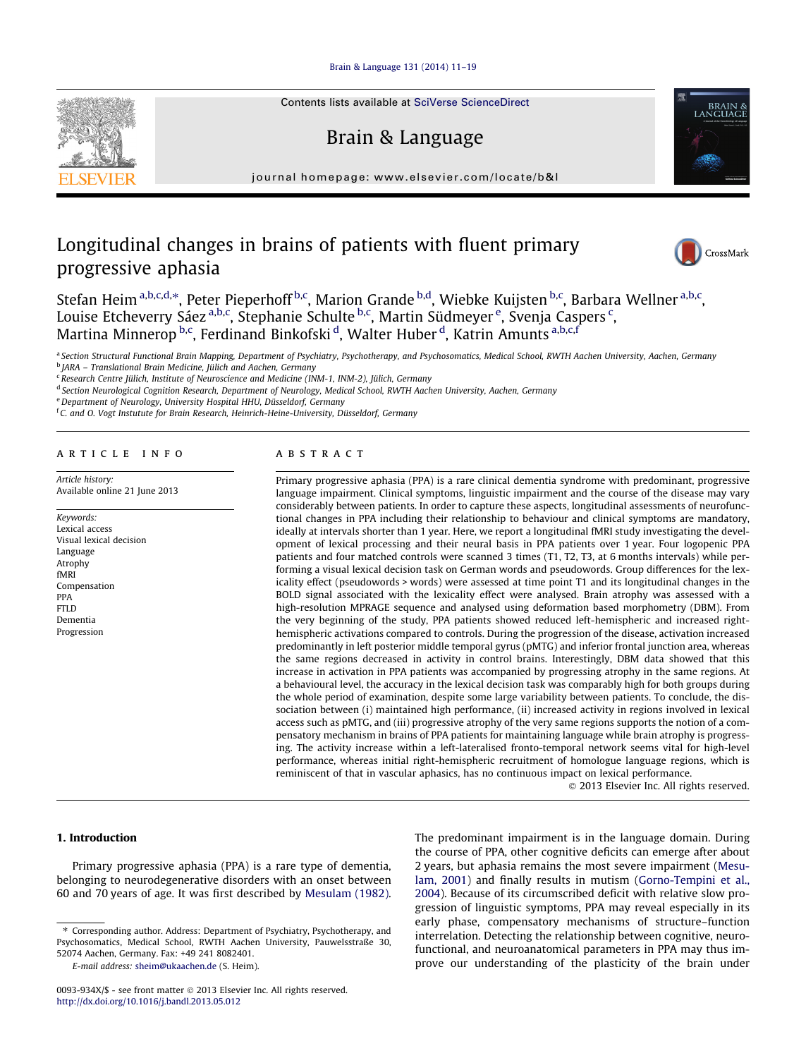# Longitudinal changes in brains of patients with fluent primary progressive aphasia

Stefan Heim [a,b,c,d,*], Peter Pieperhoff [b,c], Marion Grande [b,d], Wiebke Kuijsten [b,c], Barbara Wellner [a,b,c], Louise Etcheverry Sáez [a,b,c], Stephanie Schulte [b,c], Martin Südmeyer [e], Svenja Caspers [c], Martina Minnerop [b,c], Ferdinand Binkofski [d], Walter Huber [d], Katrin Amunts [a,b,c,f]

[a] Section Structural Functional Brain Mapping, Department of Psychiatry, Psychotherapy, and Psychosomatics, Medical School, RWTH Aachen University, Aachen, Germany
[b] JARA – Translational Brain Medicine, Jülich and Aachen, Germany
[c] Research Centre Jülich, Institute of Neuroscience and Medicine (INM-1, INM-2), Jülich, Germany
[d] Section Neurological Cognition Research, Department of Neurology, Medical School, RWTH Aachen University, Aachen, Germany
[e] Department of Neurology, University Hospital HHU, Düsseldorf, Germany
[f] C. and O. Vogt Institute for Brain Research, Heinrich-Heine-University, Düsseldorf, Germany

## ARTICLE INFO

*Article history:*
Available online 21 June 2013

*Keywords:*
Lexical access
Visual lexical decision
Language
Atrophy
fMRI
Compensation
PPA
FTLD
Dementia
Progression

## ABSTRACT

Primary progressive aphasia (PPA) is a rare clinical dementia syndrome with predominant, progressive language impairment. Clinical symptoms, linguistic impairment and the course of the disease may vary considerably between patients. In order to capture these aspects, longitudinal assessments of neurofunctional changes in PPA including their relationship to behaviour and clinical symptoms are mandatory, ideally at intervals shorter than 1 year. Here, we report a longitudinal fMRI study investigating the development of lexical processing and their neural basis in PPA patients over 1 year. Four logopenic PPA patients and four matched controls were scanned 3 times (T1, T2, T3, at 6 months intervals) while performing a visual lexical decision task on German words and pseudowords. Group differences for the lexicality effect (pseudowords > words) were assessed at time point T1 and its longitudinal changes in the BOLD signal associated with the lexicality effect were analysed. Brain atrophy was assessed with a high-resolution MPRAGE sequence and analysed using deformation based morphometry (DBM). From the very beginning of the study, PPA patients showed reduced left-hemispheric and increased right-hemispheric activations compared to controls. During the progression of the disease, activation increased predominantly in left posterior middle temporal gyrus (pMTG) and inferior frontal junction area, whereas the same regions decreased in activity in control brains. Interestingly, DBM data showed that this increase in activation in PPA patients was accompanied by progressing atrophy in the same regions. At a behavioural level, the accuracy in the lexical decision task was comparably high for both groups during the whole period of examination, despite some large variability between patients. To conclude, the dissociation between (i) maintained high performance, (ii) increased activity in regions involved in lexical access such as pMTG, and (iii) progressive atrophy of the very same regions supports the notion of a compensatory mechanism in brains of PPA patients for maintaining language while brain atrophy is progressing. The activity increase within a left-lateralised fronto-temporal network seems vital for high-level performance, whereas initial right-hemispheric recruitment of homologue language regions, which is reminiscent of that in vascular aphasics, has no continuous impact on lexical performance.

© 2013 Elsevier Inc. All rights reserved.

## 1. Introduction

Primary progressive aphasia (PPA) is a rare type of dementia, belonging to neurodegenerative disorders with an onset between 60 and 70 years of age. It was first described by Mesulam (1982). The predominant impairment is in the language domain. During the course of PPA, other cognitive deficits can emerge after about 2 years, but aphasia remains the most severe impairment (Mesulam, 2001) and finally results in mutism (Gorno-Tempini et al., 2004). Because of its circumscribed deficit with relative slow progression of linguistic symptoms, PPA may reveal especially in its early phase, compensatory mechanisms of structure–function interrelation. Detecting the relationship between cognitive, neurofunctional, and neuroanatomical parameters in PPA may thus improve our understanding of the plasticity of the brain under

\* Corresponding author. Address: Department of Psychiatry, Psychotherapy, and Psychosomatics, Medical School, RWTH Aachen University, Pauwelsstraße 30, 52074 Aachen, Germany. Fax: +49 241 8082401.
E-mail address: sheim@ukaachen.de (S. Heim).

0093-934X/$ - see front matter © 2013 Elsevier Inc. All rights reserved.
http://dx.doi.org/10.1016/j.bandl.2013.05.012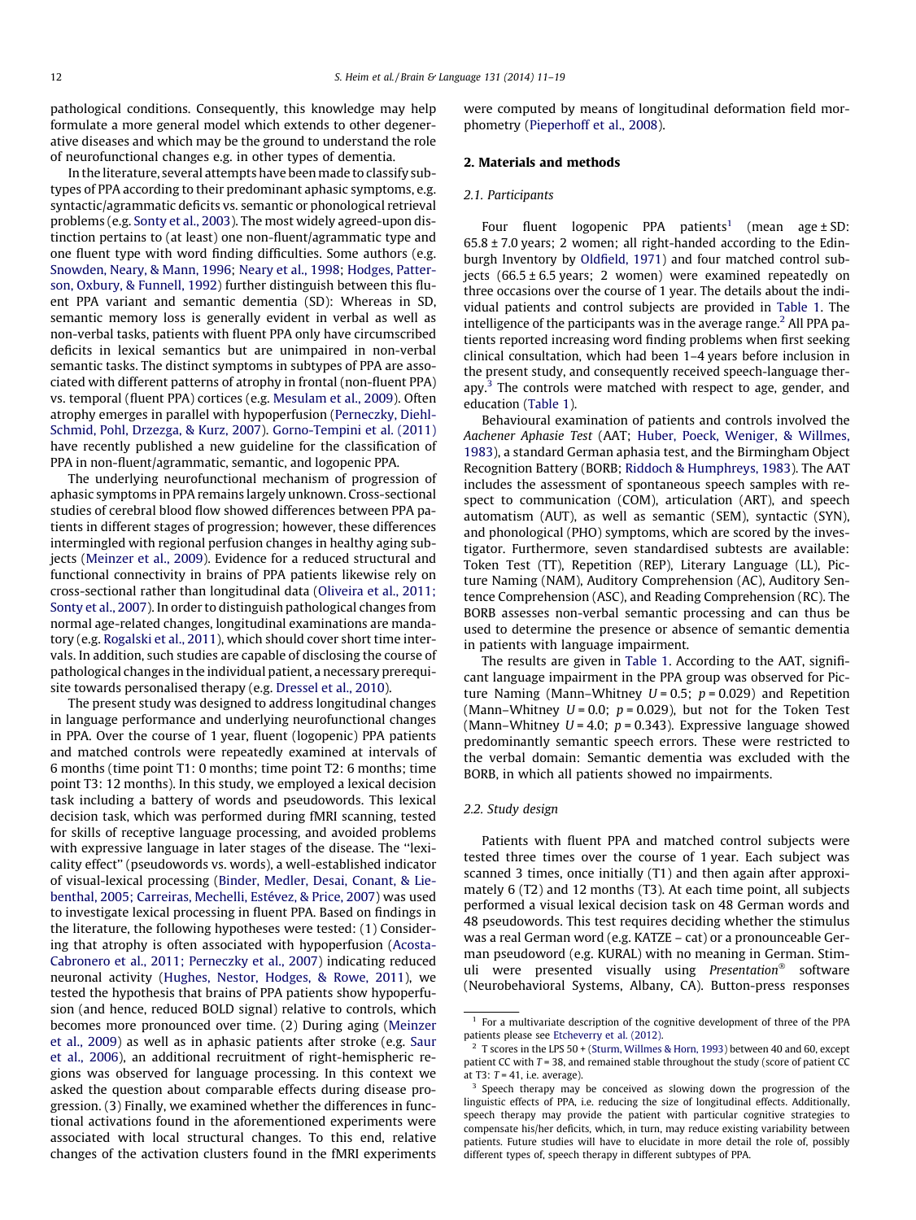pathological conditions. Consequently, this knowledge may help formulate a more general model which extends to other degenerative diseases and which may be the ground to understand the role of neurofunctional changes e.g. in other types of dementia.

In the literature, several attempts have been made to classify subtypes of PPA according to their predominant aphasic symptoms, e.g. syntactic/agrammatic deficits vs. semantic or phonological retrieval problems (e.g. Sonty et al., 2003). The most widely agreed-upon distinction pertains to (at least) one non-fluent/agrammatic type and one fluent type with word finding difficulties. Some authors (e.g. Snowden, Neary, & Mann, 1996; Neary et al., 1998; Hodges, Patterson, Oxbury, & Funnell, 1992) further distinguish between this fluent PPA variant and semantic dementia (SD): Whereas in SD, semantic memory loss is generally evident in verbal as well as non-verbal tasks, patients with fluent PPA only have circumscribed deficits in lexical semantics but are unimpaired in non-verbal semantic tasks. The distinct symptoms in subtypes of PPA are associated with different patterns of atrophy in frontal (non-fluent PPA) vs. temporal (fluent PPA) cortices (e.g. Mesulam et al., 2009). Often atrophy emerges in parallel with hypoperfusion (Perneczky, Diehl-Schmid, Pohl, Drzezga, & Kurz, 2007). Gorno-Tempini et al. (2011) have recently published a new guideline for the classification of PPA in non-fluent/agrammatic, semantic, and logopenic PPA.

The underlying neurofunctional mechanism of progression of aphasic symptoms in PPA remains largely unknown. Cross-sectional studies of cerebral blood flow showed differences between PPA patients in different stages of progression; however, these differences intermingled with regional perfusion changes in healthy aging subjects (Meinzer et al., 2009). Evidence for a reduced structural and functional connectivity in brains of PPA patients likewise rely on cross-sectional rather than longitudinal data (Oliveira et al., 2011; Sonty et al., 2007). In order to distinguish pathological changes from normal age-related changes, longitudinal examinations are mandatory (e.g. Rogalski et al., 2011), which should cover short time intervals. In addition, such studies are capable of disclosing the course of pathological changes in the individual patient, a necessary prerequisite towards personalised therapy (e.g. Dressel et al., 2010).

The present study was designed to address longitudinal changes in language performance and underlying neurofunctional changes in PPA. Over the course of 1 year, fluent (logopenic) PPA patients and matched controls were repeatedly examined at intervals of 6 months (time point T1: 0 months; time point T2: 6 months; time point T3: 12 months). In this study, we employed a lexical decision task including a battery of words and pseudowords. This lexical decision task, which was performed during fMRI scanning, tested for skills of receptive language processing, and avoided problems with expressive language in later stages of the disease. The "lexicality effect" (pseudowords vs. words), a well-established indicator of visual-lexical processing (Binder, Medler, Desai, Conant, & Liebenthal, 2005; Carreiras, Mechelli, Estévez, & Price, 2007) was used to investigate lexical processing in fluent PPA. Based on findings in the literature, the following hypotheses were tested: (1) Considering that atrophy is often associated with hypoperfusion (Acosta-Cabronero et al., 2011; Perneczky et al., 2007) indicating reduced neuronal activity (Hughes, Nestor, Hodges, & Rowe, 2011), we tested the hypothesis that brains of PPA patients show hypoperfusion (and hence, reduced BOLD signal) relative to controls, which becomes more pronounced over time. (2) During aging (Meinzer et al., 2009) as well as in aphasic patients after stroke (e.g. Saur et al., 2006), an additional recruitment of right-hemispheric regions was observed for language processing. In this context we asked the question about comparable effects during disease progression. (3) Finally, we examined whether the differences in functional activations found in the aforementioned experiments were associated with local structural changes. To this end, relative changes of the activation clusters found in the fMRI experiments were computed by means of longitudinal deformation field morphometry (Pieperhoff et al., 2008).

## 2. Materials and methods

### 2.1. Participants

Four fluent logopenic PPA patients[1] (mean age ± SD: 65.8 ± 7.0 years; 2 women; all right-handed according to the Edinburgh Inventory by Oldfield, 1971) and four matched control subjects (66.5 ± 6.5 years; 2 women) were examined repeatedly on three occasions over the course of 1 year. The details about the individual patients and control subjects are provided in Table 1. The intelligence of the participants was in the average range.[2] All PPA patients reported increasing word finding problems when first seeking clinical consultation, which had been 1–4 years before inclusion in the present study, and consequently received speech-language therapy.[3] The controls were matched with respect to age, gender, and education (Table 1).

Behavioural examination of patients and controls involved the *Aachener Aphasie Test* (AAT; Huber, Poeck, Weniger, & Willmes, 1983), a standard German aphasia test, and the Birmingham Object Recognition Battery (BORB; Riddoch & Humphreys, 1983). The AAT includes the assessment of spontaneous speech samples with respect to communication (COM), articulation (ART), and speech automatism (AUT), as well as semantic (SEM), syntactic (SYN), and phonological (PHO) symptoms, which are scored by the investigator. Furthermore, seven standardised subtests are available: Token Test (TT), Repetition (REP), Literary Language (LL), Picture Naming (NAM), Auditory Comprehension (AC), Auditory Sentence Comprehension (ASC), and Reading Comprehension (RC). The BORB assesses non-verbal semantic processing and can thus be used to determine the presence or absence of semantic dementia in patients with language impairment.

The results are given in Table 1. According to the AAT, significant language impairment in the PPA group was observed for Picture Naming (Mann–Whitney $U = 0.5$; $p = 0.029$) and Repetition (Mann–Whitney $U = 0.0$; $p = 0.029$), but not for the Token Test (Mann–Whitney $U = 4.0$; $p = 0.343$). Expressive language showed predominantly semantic speech errors. These were restricted to the verbal domain: Semantic dementia was excluded with the BORB, in which all patients showed no impairments.

### 2.2. Study design

Patients with fluent PPA and matched control subjects were tested three times over the course of 1 year. Each subject was scanned 3 times, once initially (T1) and then again after approximately 6 (T2) and 12 months (T3). At each time point, all subjects performed a visual lexical decision task on 48 German words and 48 pseudowords. This test requires deciding whether the stimulus was a real German word (e.g. KATZE – cat) or a pronounceable German pseudoword (e.g. KURAL) with no meaning in German. Stimuli were presented visually using *Presentation*® software (Neurobehavioral Systems, Albany, CA). Button-press responses

---

[1] For a multivariate description of the cognitive development of three of the PPA patients please see Etcheverry et al. (2012).

[2] T scores in the LPS 50 + (Sturm, Willmes & Horn, 1993) between 40 and 60, except patient CC with $T = 38$, and remained stable throughout the study (score of patient CC at T3: $T = 41$, i.e. average).

[3] Speech therapy may be conceived as slowing down the progression of the linguistic effects of PPA, i.e. reducing the size of longitudinal effects. Additionally, speech therapy may provide the patient with particular cognitive strategies to compensate his/her deficits, which, in turn, may reduce existing variability between patients. Future studies will have to elucidate in more detail the role of, possibly different types of, speech therapy in different subtypes of PPA.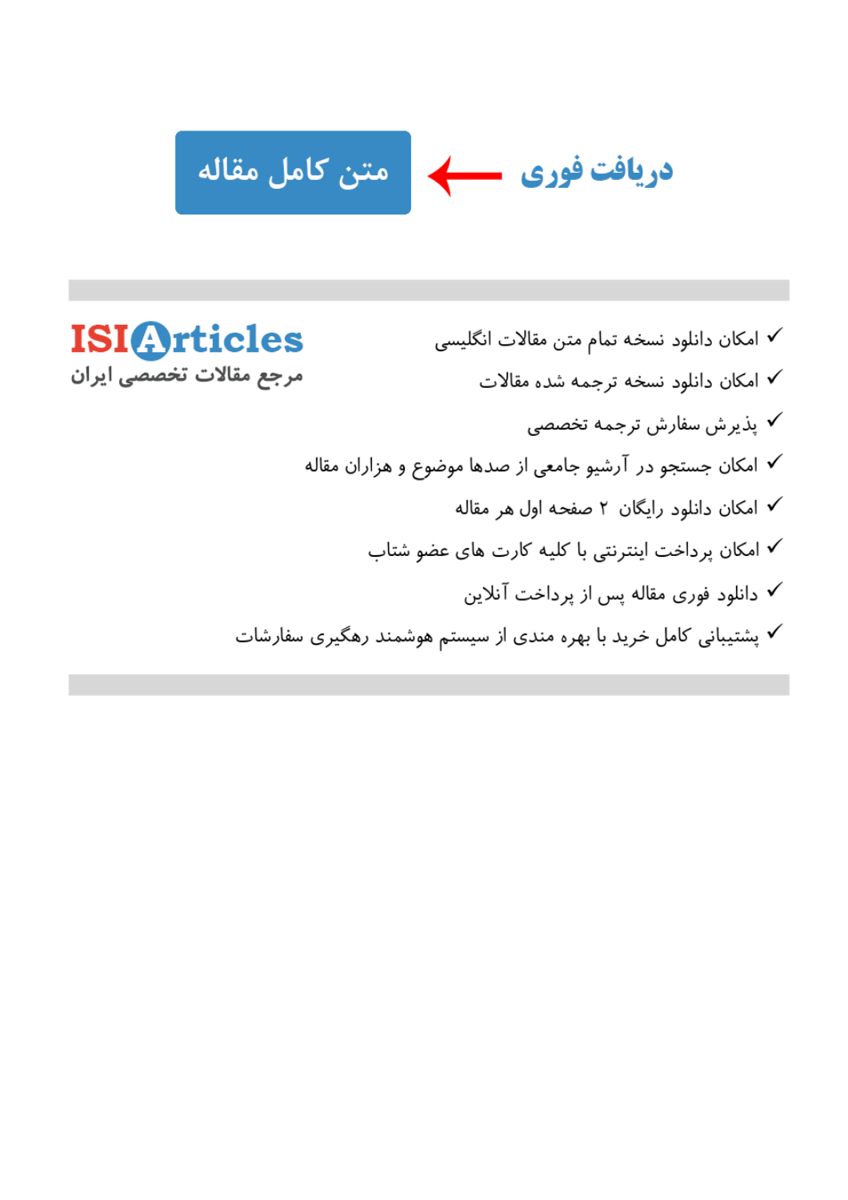دریافت فوری ← متن کامل مقاله

ISIArticles
مرجع مقالات تخصصی ایران

- ✓ امکان دانلود نسخه تمام متن مقالات انگلیسی
- ✓ امکان دانلود نسخه ترجمه شده مقالات
- ✓ پذیرش سفارش ترجمه تخصصی
- ✓ امکان جستجو در آرشیو جامعی از صدها موضوع و هزاران مقاله
- ✓ امکان دانلود رایگان ۲ صفحه اول هر مقاله
- ✓ امکان پرداخت اینترنتی با کلیه کارت های عضو شتاب
- ✓ دانلود فوری مقاله پس از پرداخت آنلاین
- ✓ پشتیبانی کامل خرید با بهره مندی از سیستم هوشمند رهگیری سفارشات